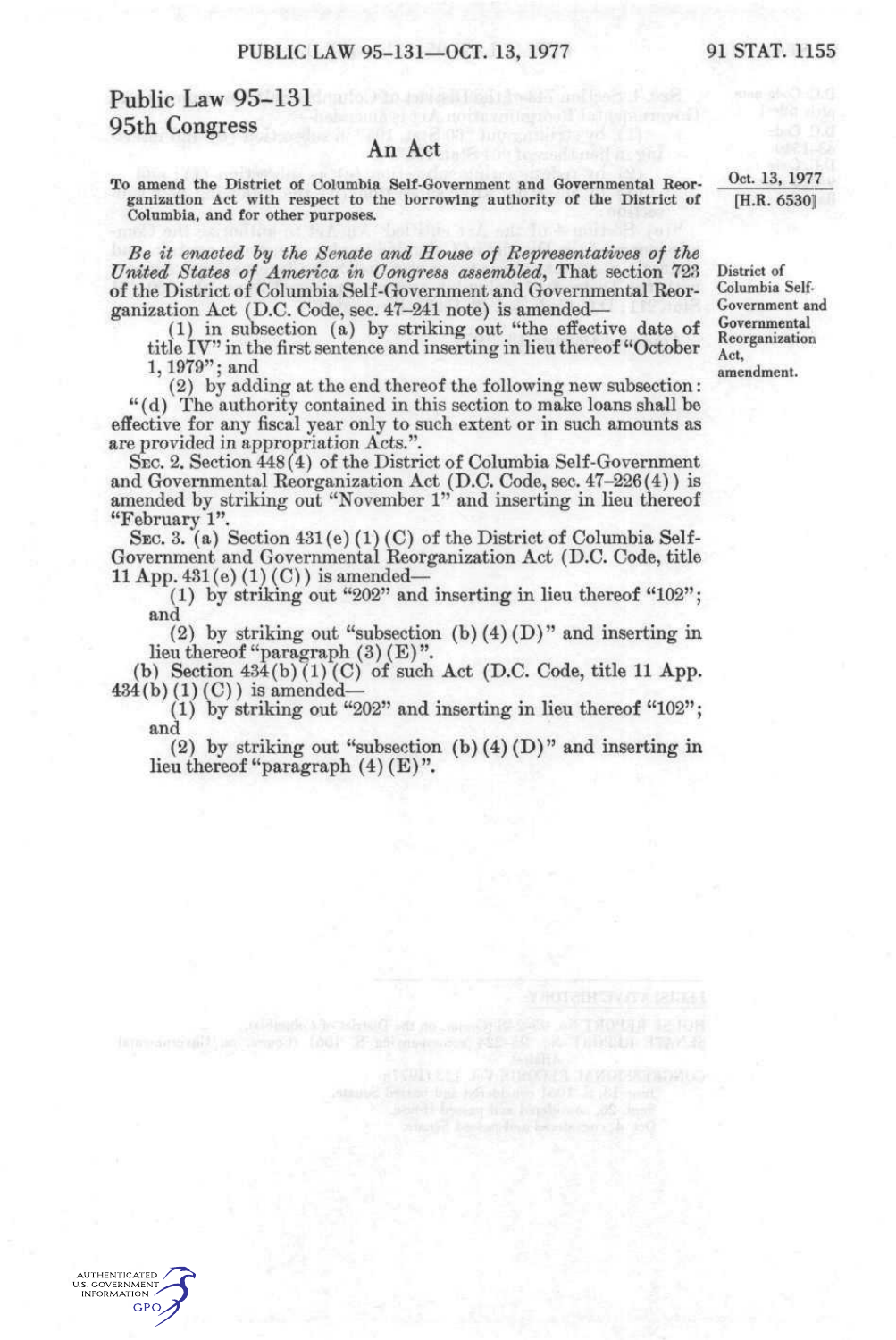# Public Law 95-131
## 95th Congress

### An Act

**To amend the District of Columbia Self-Government and Governmental Reorganization Act with respect to the borrowing authority of the District of Columbia, and for other purposes.**

Oct. 13, 1977
[H.R. 6530]

*Be it enacted by the Senate and House of Representatives of the United States of America in Congress assembled*, That section 723 of the District of Columbia Self-Government and Governmental Reorganization Act (D.C. Code, sec. 47-241 note) is amended—

District of Columbia Self-Government and Governmental Reorganization Act, amendment.

(1) in subsection (a) by striking out "the effective date of title IV" in the first sentence and inserting in lieu thereof "October 1, 1979"; and

(2) by adding at the end thereof the following new subsection:

"(d) The authority contained in this section to make loans shall be effective for any fiscal year only to such extent or in such amounts as are provided in appropriation Acts.".

SEC. 2. Section 448(4) of the District of Columbia Self-Government and Governmental Reorganization Act (D.C. Code, sec. 47-226(4)) is amended by striking out "November 1" and inserting in lieu thereof "February 1".

SEC. 3. (a) Section 431(e)(1)(C) of the District of Columbia Self-Government and Governmental Reorganization Act (D.C. Code, title 11 App. 431(e)(1)(C)) is amended—

(1) by striking out "202" and inserting in lieu thereof "102"; and

(2) by striking out "subsection (b)(4)(D)" and inserting in lieu thereof "paragraph (3)(E)".

(b) Section 434(b)(1)(C) of such Act (D.C. Code, title 11 App. 434(b)(1)(C)) is amended—

(1) by striking out "202" and inserting in lieu thereof "102"; and

(2) by striking out "subsection (b)(4)(D)" and inserting in lieu thereof "paragraph (4)(E)".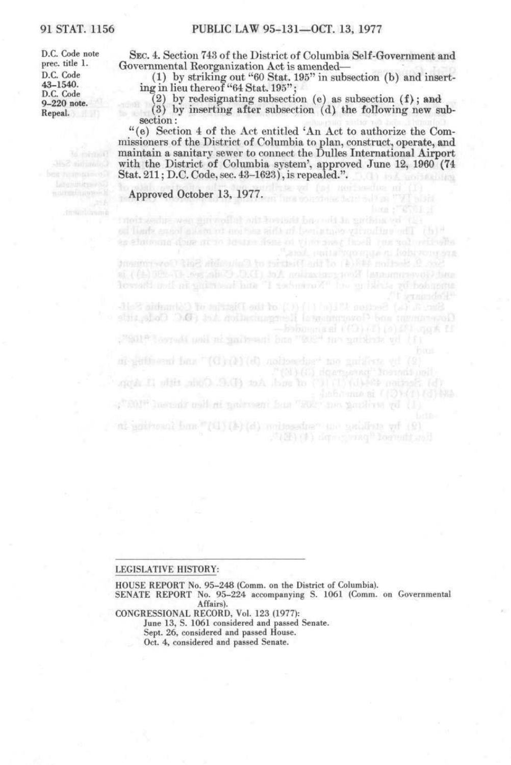D.C. Code note prec. title 1.
D.C. Code 43-1540.
D.C. Code 9-220 note.
Repeal.

SEC. 4. Section 743 of the District of Columbia Self-Government and Governmental Reorganization Act is amended—

(1) by striking out "60 Stat. 195" in subsection (b) and inserting in lieu thereof "64 Stat. 195";

(2) by redesignating subsection (e) as subsection (f); and

(3) by inserting after subsection (d) the following new subsection:

"(e) Section 4 of the Act entitled 'An Act to authorize the Commissioners of the District of Columbia to plan, construct, operate, and maintain a sanitary sewer to connect the Dulles International Airport with the District of Columbia system', approved June 12, 1960 (74 Stat. 211; D.C. Code, sec. 43-1623), is repealed.".

Approved October 13, 1977.

---

LEGISLATIVE HISTORY:

HOUSE REPORT No. 95-248 (Comm. on the District of Columbia).
SENATE REPORT No. 95-224 accompanying S. 1061 (Comm. on Governmental Affairs).
CONGRESSIONAL RECORD, Vol. 123 (1977):
June 13, S. 1061 considered and passed Senate.
Sept. 26, considered and passed House.
Oct. 4, considered and passed Senate.